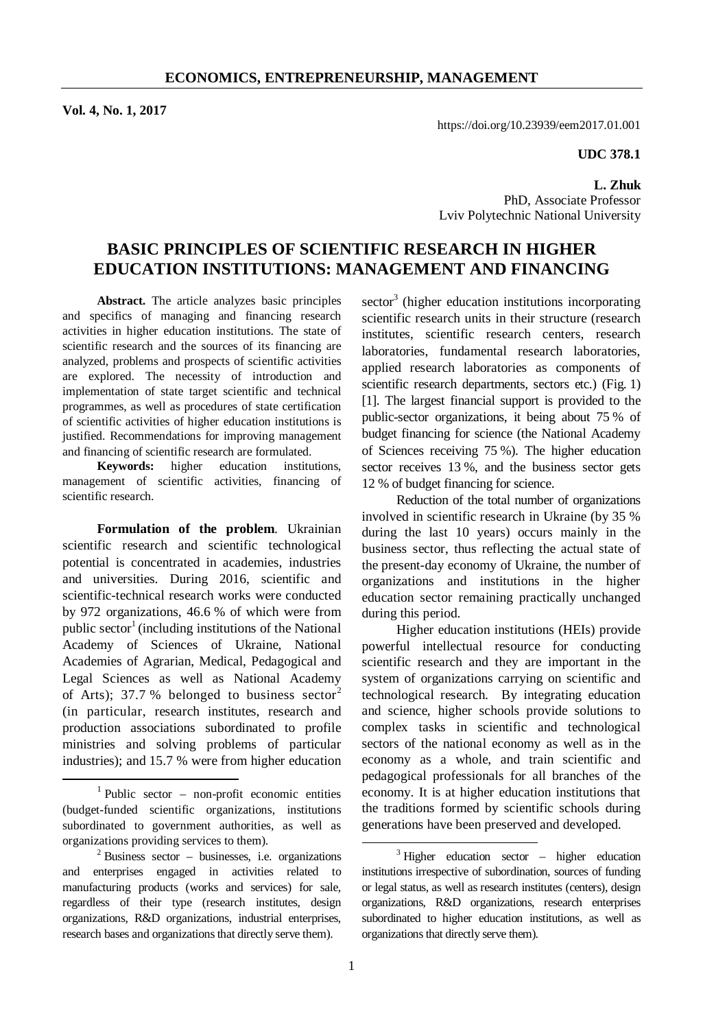**Vol. 4, No. 1, 2017**

https://doi.org/10.23939/eem2017.01.001

**UDC 378.1**

**L. Zhuk**
PhD, Associate Professor
Lviv Polytechnic National University

# BASIC PRINCIPLES OF SCIENTIFIC RESEARCH IN HIGHER EDUCATION INSTITUTIONS: MANAGEMENT AND FINANCING

**Abstract.** The article analyzes basic principles and specifics of managing and financing research activities in higher education institutions. The state of scientific research and the sources of its financing are analyzed, problems and prospects of scientific activities are explored. The necessity of introduction and implementation of state target scientific and technical programmes, as well as procedures of state certification of scientific activities of higher education institutions is justified. Recommendations for improving management and financing of scientific research are formulated.

**Keywords:** higher education institutions, management of scientific activities, financing of scientific research.

**Formulation of the problem**. Ukrainian scientific research and scientific technological potential is concentrated in academies, industries and universities. During 2016, scientific and scientific-technical research works were conducted by 972 organizations, 46.6 % of which were from public sector[1] (including institutions of the National Academy of Sciences of Ukraine, National Academies of Agrarian, Medical, Pedagogical and Legal Sciences as well as National Academy of Arts); 37.7 % belonged to business sector[2] (in particular, research institutes, research and production associations subordinated to profile ministries and solving problems of particular industries); and 15.7 % were from higher education sector[3] (higher education institutions incorporating scientific research units in their structure (research institutes, scientific research centers, research laboratories, fundamental research laboratories, applied research laboratories as components of scientific research departments, sectors etc.) (Fig. 1) [1]. The largest financial support is provided to the public-sector organizations, it being about 75 % of budget financing for science (the National Academy of Sciences receiving 75 %). The higher education sector receives 13 %, and the business sector gets 12 % of budget financing for science.

Reduction of the total number of organizations involved in scientific research in Ukraine (by 35 % during the last 10 years) occurs mainly in the business sector, thus reflecting the actual state of the present-day economy of Ukraine, the number of organizations and institutions in the higher education sector remaining practically unchanged during this period.

Higher education institutions (HEIs) provide powerful intellectual resource for conducting scientific research and they are important in the system of organizations carrying on scientific and technological research. By integrating education and science, higher schools provide solutions to complex tasks in scientific and technological sectors of the national economy as well as in the economy as a whole, and train scientific and pedagogical professionals for all branches of the economy. It is at higher education institutions that the traditions formed by scientific schools during generations have been preserved and developed.

---

[1] Public sector – non-profit economic entities (budget-funded scientific organizations, institutions subordinated to government authorities, as well as organizations providing services to them).

[2] Business sector – businesses, i.e. organizations and enterprises engaged in activities related to manufacturing products (works and services) for sale, regardless of their type (research institutes, design organizations, R&D organizations, industrial enterprises, research bases and organizations that directly serve them).

[3] Higher education sector – higher education institutions irrespective of subordination, sources of funding or legal status, as well as research institutes (centers), design organizations, R&D organizations, research enterprises subordinated to higher education institutions, as well as organizations that directly serve them).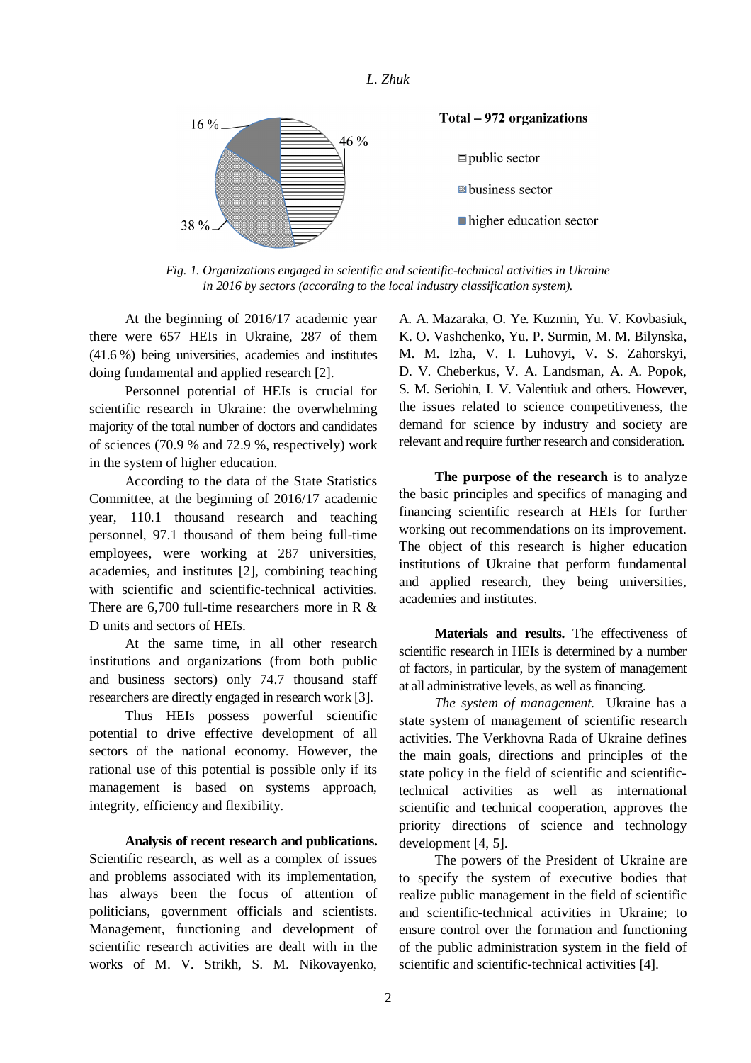*Fig. 1. Organizations engaged in scientific and scientific-technical activities in Ukraine in 2016 by sectors (according to the local industry classification system).*

At the beginning of 2016/17 academic year there were 657 HEIs in Ukraine, 287 of them (41.6 %) being universities, academies and institutes doing fundamental and applied research [2].

Personnel potential of HEIs is crucial for scientific research in Ukraine: the overwhelming majority of the total number of doctors and candidates of sciences (70.9 % and 72.9 %, respectively) work in the system of higher education.

According to the data of the State Statistics Committee, at the beginning of 2016/17 academic year, 110.1 thousand research and teaching personnel, 97.1 thousand of them being full-time employees, were working at 287 universities, academies, and institutes [2], combining teaching with scientific and scientific-technical activities. There are 6,700 full-time researchers more in R & D units and sectors of HEIs.

At the same time, in all other research institutions and organizations (from both public and business sectors) only 74.7 thousand staff researchers are directly engaged in research work [3].

Thus HEIs possess powerful scientific potential to drive effective development of all sectors of the national economy. However, the rational use of this potential is possible only if its management is based on systems approach, integrity, efficiency and flexibility.

**Analysis of recent research and publications.** Scientific research, as well as a complex of issues and problems associated with its implementation, has always been the focus of attention of politicians, government officials and scientists. Management, functioning and development of scientific research activities are dealt with in the works of M. V. Strikh, S. M. Nikovayenko, A. A. Mazaraka, O. Ye. Kuzmin, Yu. V. Kovbasiuk, K. O. Vashchenko, Yu. P. Surmin, M. M. Bilynska, M. M. Izha, V. I. Luhovyi, V. S. Zahorskyi, D. V. Cheberkus, V. A. Landsman, A. A. Popok, S. M. Seriohin, I. V. Valentiuk and others. However, the issues related to science competitiveness, the demand for science by industry and society are relevant and require further research and consideration.

**The purpose of the research** is to analyze the basic principles and specifics of managing and financing scientific research at HEIs for further working out recommendations on its improvement. The object of this research is higher education institutions of Ukraine that perform fundamental and applied research, they being universities, academies and institutes.

**Materials and results.** The effectiveness of scientific research in HEIs is determined by a number of factors, in particular, by the system of management at all administrative levels, as well as financing.

*The system of management.* Ukraine has a state system of management of scientific research activities. The Verkhovna Rada of Ukraine defines the main goals, directions and principles of the state policy in the field of scientific and scientific-technical activities as well as international scientific and technical cooperation, approves the priority directions of science and technology development [4, 5].

The powers of the President of Ukraine are to specify the system of executive bodies that realize public management in the field of scientific and scientific-technical activities in Ukraine; to ensure control over the formation and functioning of the public administration system in the field of scientific and scientific-technical activities [4].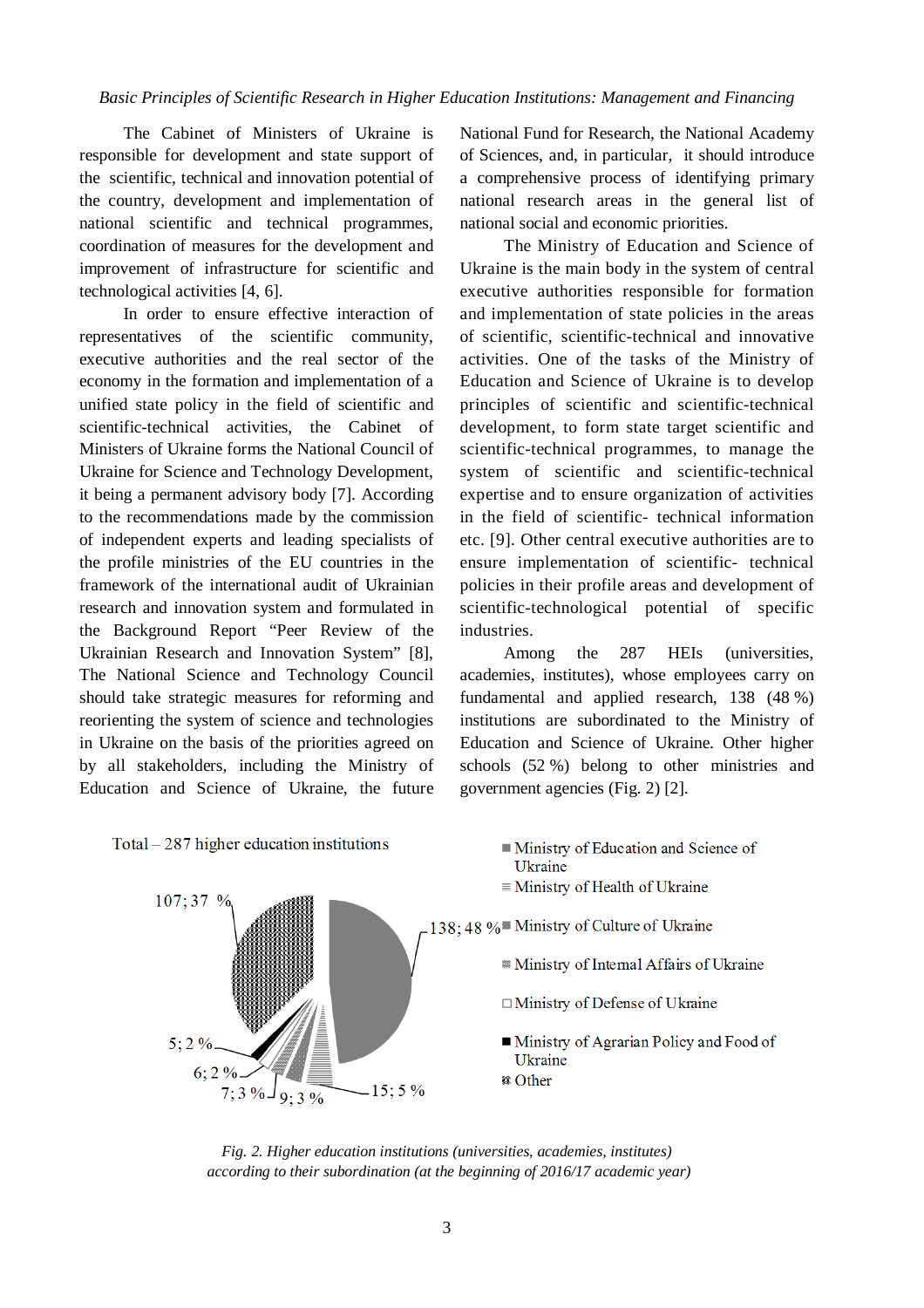The Cabinet of Ministers of Ukraine is responsible for development and state support of the scientific, technical and innovation potential of the country, development and implementation of the national scientific and technical programmes, coordination of measures for the development and improvement of infrastructure for scientific and technological activities [4, 6].

In order to ensure effective interaction of representatives of the scientific community, executive authorities and the real sector of the economy in the formation and implementation of a unified state policy in the field of scientific and scientific-technical activities, the Cabinet of Ministers of Ukraine forms the National Council of Ukraine for Science and Technology Development, it being a permanent advisory body [7]. According to the recommendations made by the commission of independent experts and leading specialists of the profile ministries of the EU countries in the framework of the international audit of Ukrainian research and innovation system and formulated in the Background Report "Peer Review of the Ukrainian Research and Innovation System" [8], The National Science and Technology Council should take strategic measures for reforming and reorienting the system of science and technologies in Ukraine on the basis of the priorities agreed on by all stakeholders, including the Ministry of Education and Science of Ukraine, the future National Fund for Research, the National Academy of Sciences, and, in particular, it should introduce a comprehensive process of identifying primary national research areas in the general list of national social and economic priorities.

The Ministry of Education and Science of Ukraine is the main body in the system of central executive authorities responsible for formation and implementation of state policies in the areas of scientific, scientific-technical and innovative activities. One of the tasks of the Ministry of Education and Science of Ukraine is to develop principles of scientific and scientific-technical development, to form state target scientific and scientific-technical programmes, to manage the system of scientific and scientific-technical expertise and to ensure organization of activities in the field of scientific- technical information etc. [9]. Other central executive authorities are to ensure implementation of scientific- technical policies in their profile areas and development of scientific-technological potential of specific industries.

Among the 287 HEIs (universities, academies, institutes), whose employees carry on fundamental and applied research, 138 (48 %) institutions are subordinated to the Ministry of Education and Science of Ukraine. Other higher schools (52 %) belong to other ministries and government agencies (Fig. 2) [2].

Total – 287 higher education institutions

- Ministry of Education and Science of Ukraine – 138; 48 %
- Ministry of Health of Ukraine – 15; 5 %
- Ministry of Culture of Ukraine – 9; 3 %
- Ministry of Internal Affairs of Ukraine – 7; 3 %
- Ministry of Defense of Ukraine – 6; 2 %
- Ministry of Agrarian Policy and Food of Ukraine – 5; 2 %
- Other – 107; 37 %

*Fig. 2. Higher education institutions (universities, academies, institutes) according to their subordination (at the beginning of 2016/17 academic year)*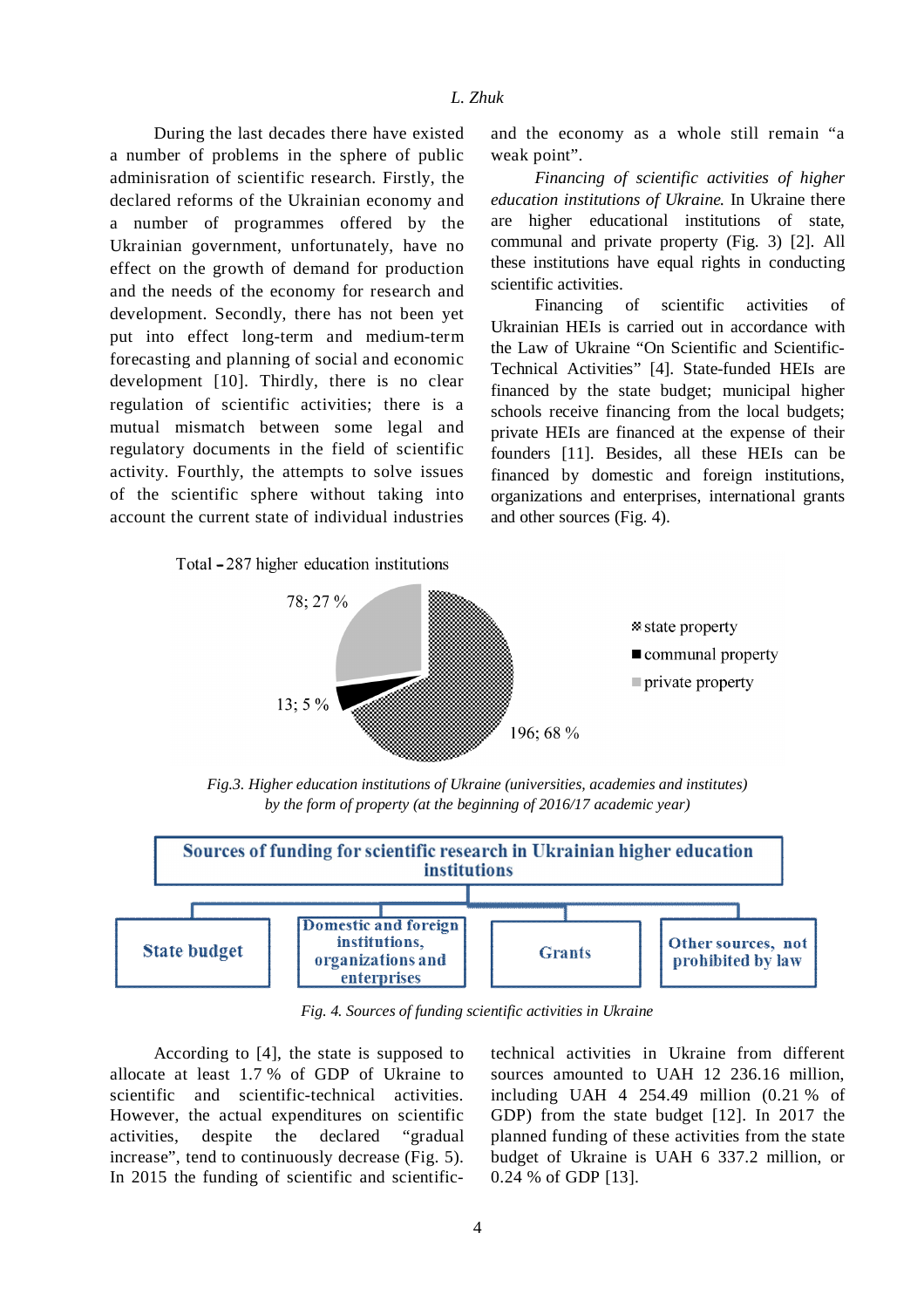During the last decades there have existed a number of problems in the sphere of public adminisration of scientific research. Firstly, the declared reforms of the Ukrainian economy and a number of programmes offered by the Ukrainian government, unfortunately, have no effect on the growth of demand for production and the needs of the economy for research and development. Secondly, there has not been yet put into effect long-term and medium-term forecasting and planning of social and economic development [10]. Thirdly, there is no clear regulation of scientific activities; there is a mutual mismatch between some legal and regulatory documents in the field of scientific activity. Fourthly, the attempts to solve issues of the scientific sphere without taking into account the current state of individual industries and the economy as a whole still remain "a weak point".

*Financing of scientific activities of higher education institutions of Ukraine.* In Ukraine there are higher educational institutions of state, communal and private property (Fig. 3) [2]. All these institutions have equal rights in conducting scientific activities.

Financing of scientific activities of Ukrainian HEIs is carried out in accordance with the Law of Ukraine "On Scientific and Scientific-Technical Activities" [4]. State-funded HEIs are financed by the state budget; municipal higher schools receive financing from the local budgets; private HEIs are financed at the expense of their founders [11]. Besides, all these HEIs can be financed by domestic and foreign institutions, organizations and enterprises, international grants and other sources (Fig. 4).

Total – 287 higher education institutions

- state property: 196; 68 %
- communal property: 13; 5 %
- private property: 78; 27 %

*Fig.3. Higher education institutions of Ukraine (universities, academies and institutes) by the form of property (at the beginning of 2016/17 academic year)*

**Sources of funding for scientific research in Ukrainian higher education institutions**

- State budget
- Domestic and foreign institutions, organizations and enterprises
- Grants
- Other sources, not prohibited by law

*Fig. 4. Sources of funding scientific activities in Ukraine*

According to [4], the state is supposed to allocate at least 1.7 % of GDP of Ukraine to scientific and scientific-technical activities. However, the actual expenditures on scientific activities, despite the declared "gradual increase", tend to continuously decrease (Fig. 5). In 2015 the funding of scientific and scientific-technical activities in Ukraine from different sources amounted to UAH 12 236.16 million, including UAH 4 254.49 million (0.21 % of GDP) from the state budget [12]. In 2017 the planned funding of these activities from the state budget of Ukraine is UAH 6 337.2 million, or 0.24 % of GDP [13].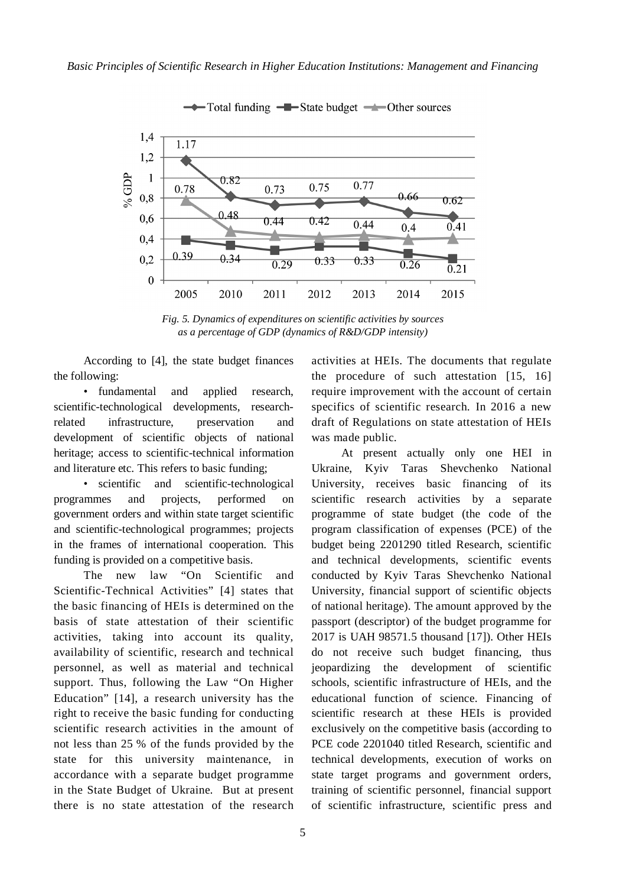*Fig. 5. Dynamics of expenditures on scientific activities by sources as a percentage of GDP (dynamics of R&D/GDP intensity)*

According to [4], the state budget finances the following:

• fundamental and applied research, scientific-technological developments, research-related infrastructure, preservation and development of scientific objects of national heritage; access to scientific-technical information and literature etc. This refers to basic funding;

• scientific and scientific-technological programmes and projects, performed on government orders and within state target scientific and scientific-technological programmes; projects in the frames of international cooperation. This funding is provided on a competitive basis.

The new law "On Scientific and Scientific-Technical Activities" [4] states that the basic financing of HEIs is determined on the basis of state attestation of their scientific activities, taking into account its quality, availability of scientific, research and technical personnel, as well as material and technical support. Thus, following the Law "On Higher Education" [14], a research university has the right to receive the basic funding for conducting scientific research activities in the amount of not less than 25 % of the funds provided by the state for this university maintenance, in accordance with a separate budget programme in the State Budget of Ukraine. But at present there is no state attestation of the research activities at HEIs. The documents that regulate the procedure of such attestation [15, 16] require improvement with the account of certain specifics of scientific research. In 2016 a new draft of Regulations on state attestation of HEIs was made public.

At present actually only one HEI in Ukraine, Kyiv Taras Shevchenko National University, receives basic financing of its scientific research activities by a separate programme of state budget (the code of the program classification of expenses (PCE) of the budget being 2201290 titled Research, scientific and technical developments, scientific events conducted by Kyiv Taras Shevchenko National University, financial support of scientific objects of national heritage). The amount approved by the passport (descriptor) of the budget programme for 2017 is UAH 98571.5 thousand [17]). Other HEIs do not receive such budget financing, thus jeopardizing the development of scientific schools, scientific infrastructure of HEIs, and the educational function of science. Financing of scientific research at these HEIs is provided exclusively on the competitive basis (according to PCE code 2201040 titled Research, scientific and technical developments, execution of works on state target programs and government orders, training of scientific personnel, financial support of scientific infrastructure, scientific press and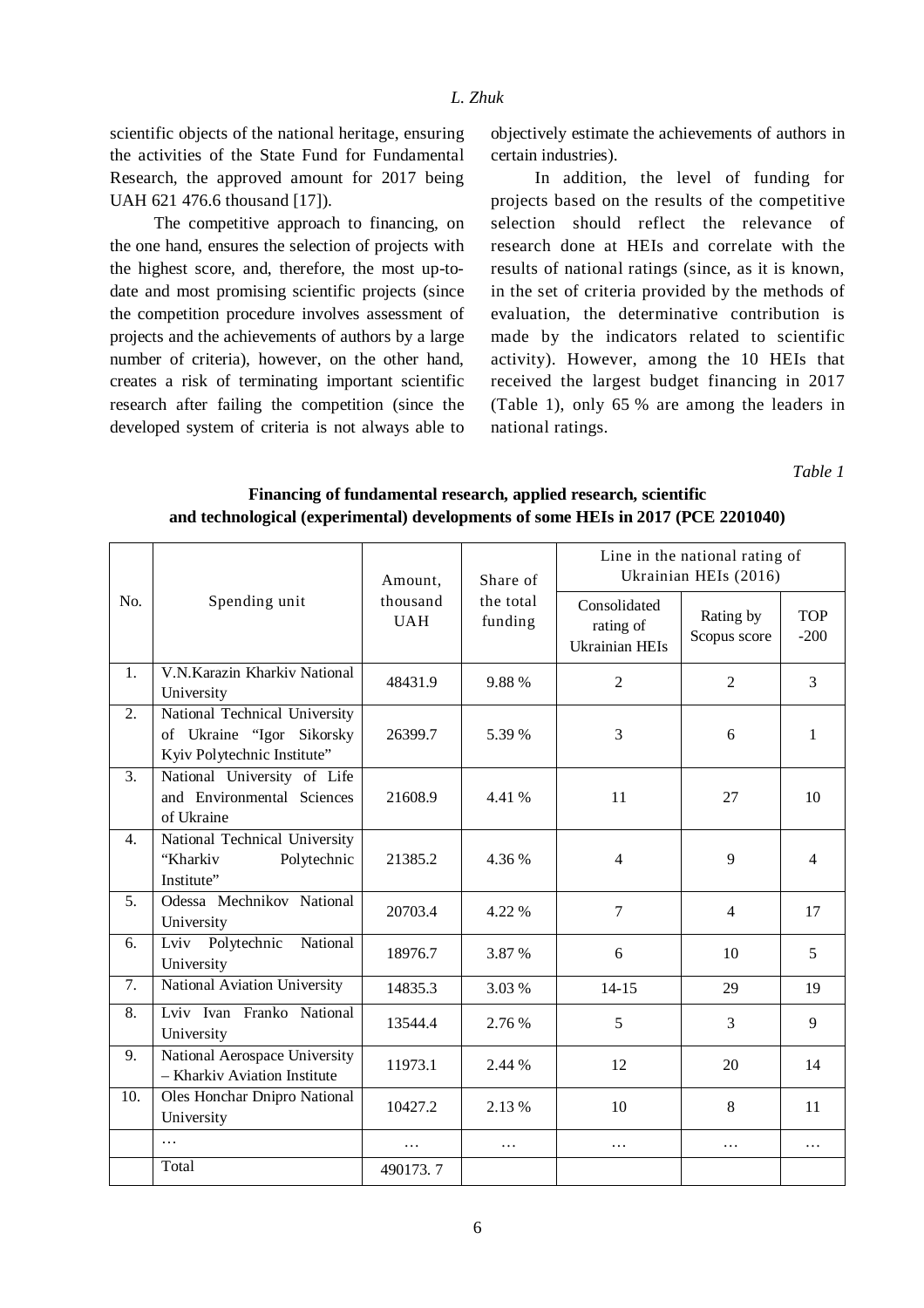scientific objects of the national heritage, ensuring the activities of the State Fund for Fundamental Research, the approved amount for 2017 being UAH 621 476.6 thousand [17]).

The competitive approach to financing, on the one hand, ensures the selection of projects with the highest score, and, therefore, the most up-to-date and most promising scientific projects (since the competition procedure involves assessment of projects and the achievements of authors by a large number of criteria), however, on the other hand, creates a risk of terminating important scientific research after failing the competition (since the developed system of criteria is not always able to objectively estimate the achievements of authors in certain industries).

In addition, the level of funding for projects based on the results of the competitive selection should reflect the relevance of research done at HEIs and correlate with the results of national ratings (since, as it is known, in the set of criteria provided by the methods of evaluation, the determinative contribution is made by the indicators related to scientific activity). However, among the 10 HEIs that received the largest budget financing in 2017 (Table 1), only 65 % are among the leaders in national ratings.

*Table 1*

**Financing of fundamental research, applied research, scientific and technological (experimental) developments of some HEIs in 2017 (PCE 2201040)**

| No. | Spending unit | Amount, thousand UAH | Share of the total funding | Line in the national rating of Ukrainian HEIs (2016) | | |
|---|---|---|---|---|---|---|
| | | | | Consolidated rating of Ukrainian HEIs | Rating by Scopus score | TOP -200 |
| 1. | V.N.Karazin Kharkiv National University | 48431.9 | 9.88 % | 2 | 2 | 3 |
| 2. | National Technical University of Ukraine "Igor Sikorsky Kyiv Polytechnic Institute" | 26399.7 | 5.39 % | 3 | 6 | 1 |
| 3. | National University of Life and Environmental Sciences of Ukraine | 21608.9 | 4.41 % | 11 | 27 | 10 |
| 4. | National Technical University "Kharkiv Polytechnic Institute" | 21385.2 | 4.36 % | 4 | 9 | 4 |
| 5. | Odessa Mechnikov National University | 20703.4 | 4.22 % | 7 | 4 | 17 |
| 6. | Lviv Polytechnic National University | 18976.7 | 3.87 % | 6 | 10 | 5 |
| 7. | National Aviation University | 14835.3 | 3.03 % | 14-15 | 29 | 19 |
| 8. | Lviv Ivan Franko National University | 13544.4 | 2.76 % | 5 | 3 | 9 |
| 9. | National Aerospace University – Kharkiv Aviation Institute | 11973.1 | 2.44 % | 12 | 20 | 14 |
| 10. | Oles Honchar Dnipro National University | 10427.2 | 2.13 % | 10 | 8 | 11 |
| | … | … | … | … | … | … |
| | Total | 490173. 7 | | | | |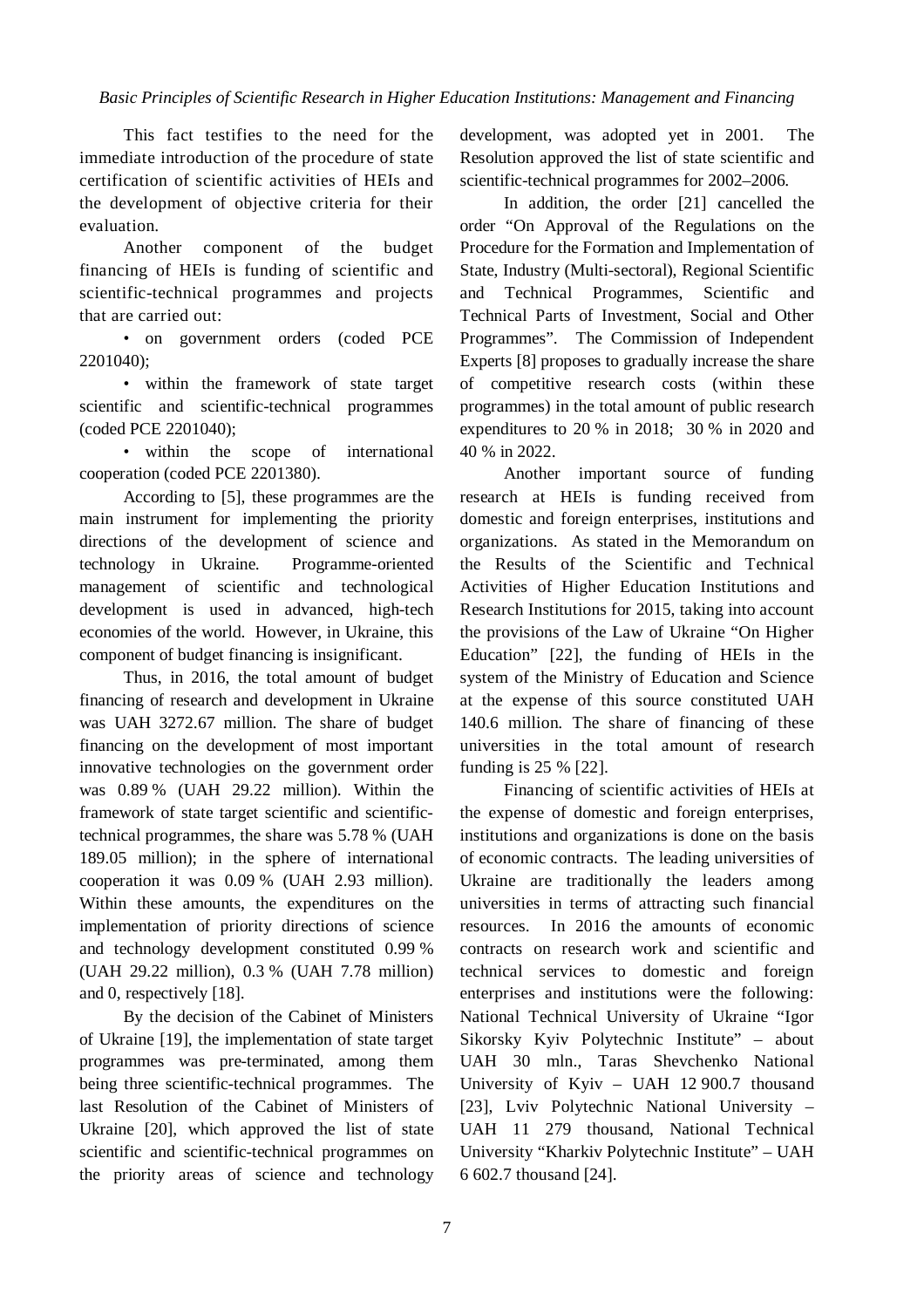This fact testifies to the need for the immediate introduction of the procedure of state certification of scientific activities of HEIs and the development of objective criteria for their evaluation.

Another component of the budget financing of HEIs is funding of scientific and scientific-technical programmes and projects that are carried out:

• on government orders (coded PCE 2201040);

• within the framework of state target scientific and scientific-technical programmes (coded PCE 2201040);

• within the scope of international cooperation (coded PCE 2201380).

According to [5], these programmes are the main instrument for implementing the priority directions of the development of science and technology in Ukraine. Programme-oriented management of scientific and technological development is used in advanced, high-tech economies of the world. However, in Ukraine, this component of budget financing is insignificant.

Thus, in 2016, the total amount of budget financing of research and development in Ukraine was UAH 3272.67 million. The share of budget financing on the development of most important innovative technologies on the government order was 0.89 % (UAH 29.22 million). Within the framework of state target scientific and scientific-technical programmes, the share was 5.78 % (UAH 189.05 million); in the sphere of international cooperation it was 0.09 % (UAH 2.93 million). Within these amounts, the expenditures on the implementation of priority directions of science and technology development constituted 0.99 % (UAH 29.22 million), 0.3 % (UAH 7.78 million) and 0, respectively [18].

By the decision of the Cabinet of Ministers of Ukraine [19], the implementation of state target programmes was pre-terminated, among them being three scientific-technical programmes. The last Resolution of the Cabinet of Ministers of Ukraine [20], which approved the list of state scientific and scientific-technical programmes on the priority areas of science and technology development, was adopted yet in 2001. The Resolution approved the list of state scientific and scientific-technical programmes for 2002–2006.

In addition, the order [21] cancelled the order "On Approval of the Regulations on the Procedure for the Formation and Implementation of State, Industry (Multi-sectoral), Regional Scientific and Technical Programmes, Scientific and Technical Parts of Investment, Social and Other Programmes". The Commission of Independent Experts [8] proposes to gradually increase the share of competitive research costs (within these programmes) in the total amount of public research expenditures to 20 % in 2018; 30 % in 2020 and 40 % in 2022.

Another important source of funding research at HEIs is funding received from domestic and foreign enterprises, institutions and organizations. As stated in the Memorandum on the Results of the Scientific and Technical Activities of Higher Education Institutions and Research Institutions for 2015, taking into account the provisions of the Law of Ukraine "On Higher Education" [22], the funding of HEIs in the system of the Ministry of Education and Science at the expense of this source constituted UAH 140.6 million. The share of financing of these universities in the total amount of research funding is 25 % [22].

Financing of scientific activities of HEIs at the expense of domestic and foreign enterprises, institutions and organizations is done on the basis of economic contracts. The leading universities of Ukraine are traditionally the leaders among universities in terms of attracting such financial resources. In 2016 the amounts of economic contracts on research work and scientific and technical services to domestic and foreign enterprises and institutions were the following: National Technical University of Ukraine "Igor Sikorsky Kyiv Polytechnic Institute" – about UAH 30 mln., Taras Shevchenko National University of Kyiv – UAH 12 900.7 thousand [23], Lviv Polytechnic National University – UAH 11 279 thousand, National Technical University "Kharkiv Polytechnic Institute" – UAH 6 602.7 thousand [24].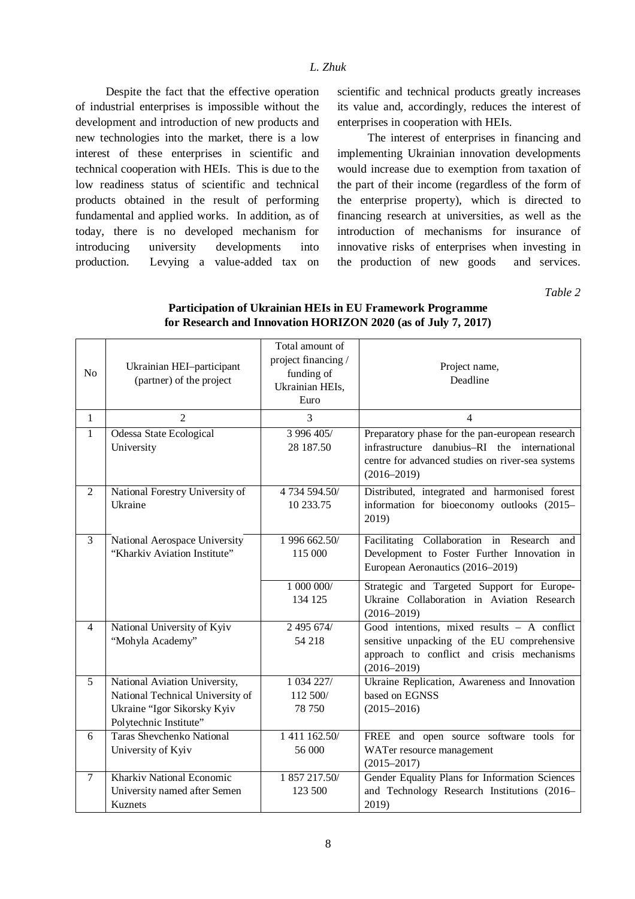Despite the fact that the effective operation of industrial enterprises is impossible without the development and introduction of new products and new technologies into the market, there is a low interest of these enterprises in scientific and technical cooperation with HEIs. This is due to the low readiness status of scientific and technical products obtained in the result of performing fundamental and applied works. In addition, as of today, there is no developed mechanism for introducing university developments into production. Levying a value-added tax on scientific and technical products greatly increases its value and, accordingly, reduces the interest of enterprises in cooperation with HEIs.

The interest of enterprises in financing and implementing Ukrainian innovation developments would increase due to exemption from taxation of the part of their income (regardless of the form of the enterprise property), which is directed to financing research at universities, as well as the introduction of mechanisms for insurance of innovative risks of enterprises when investing in the production of new goods and services.

*Table 2*

**Participation of Ukrainian HEIs in EU Framework Programme for Research and Innovation HORIZON 2020 (as of July 7, 2017)**

| No | Ukrainian HEI–participant (partner) of the project | Total amount of project financing / funding of Ukrainian HEIs, Euro | Project name, Deadline |
|---|---|---|---|
| 1 | 2 | 3 | 4 |
| 1 | Odessa State Ecological University | 3 996 405/ 28 187.50 | Preparatory phase for the pan-european research infrastructure danubius–RI the international centre for advanced studies on river-sea systems (2016–2019) |
| 2 | National Forestry University of Ukraine | 4 734 594.50/ 10 233.75 | Distributed, integrated and harmonised forest information for bioeconomy outlooks (2015–2019) |
| 3 | National Aerospace University "Kharkiv Aviation Institute" | 1 996 662.50/ 115 000 | Facilitating Collaboration in Research and Development to Foster Further Innovation in European Aeronautics (2016–2019) |
| | | 1 000 000/ 134 125 | Strategic and Targeted Support for Europe-Ukraine Collaboration in Aviation Research (2016–2019) |
| 4 | National University of Kyiv "Mohyla Academy" | 2 495 674/ 54 218 | Good intentions, mixed results – A conflict sensitive unpacking of the EU comprehensive approach to conflict and crisis mechanisms (2016–2019) |
| 5 | National Aviation University, National Technical University of Ukraine "Igor Sikorsky Kyiv Polytechnic Institute" | 1 034 227/ 112 500/ 78 750 | Ukraine Replication, Awareness and Innovation based on EGNSS (2015–2016) |
| 6 | Taras Shevchenko National University of Kyiv | 1 411 162.50/ 56 000 | FREE and open source software tools for WATer resource management (2015–2017) |
| 7 | Kharkiv National Economic University named after Semen Kuznets | 1 857 217.50/ 123 500 | Gender Equality Plans for Information Sciences and Technology Research Institutions (2016–2019) |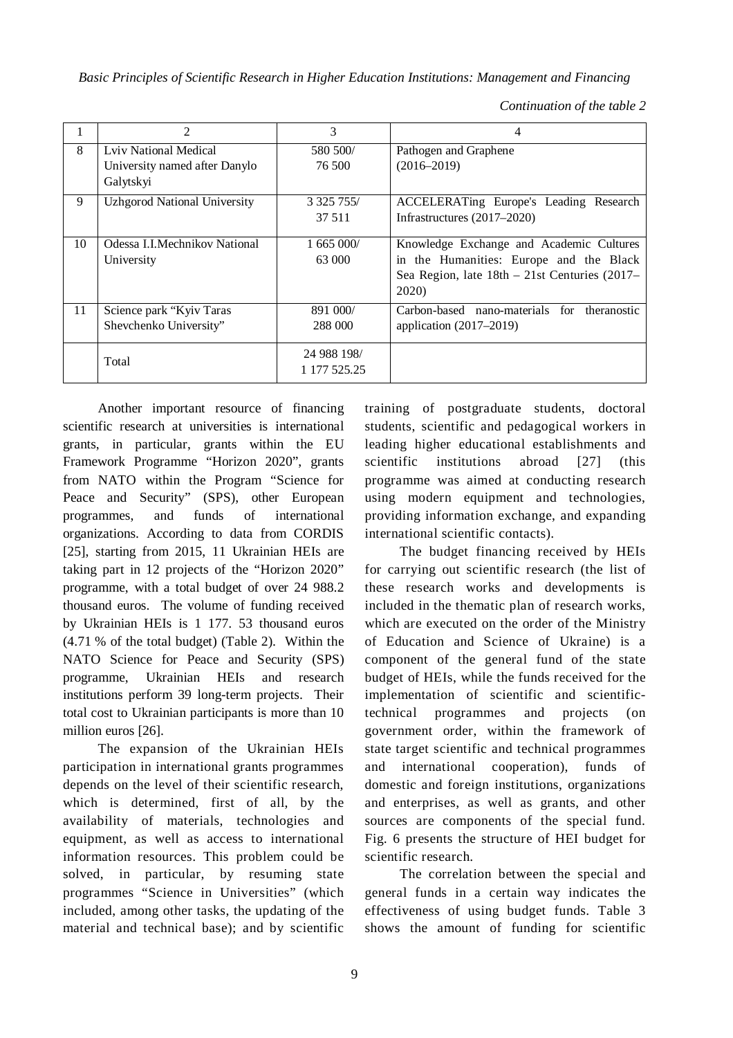*Continuation of the table 2*

| 1 | 2 | 3 | 4 |
|---|---|---|---|
| 8 | Lviv National Medical University named after Danylo Galytskyi | 580 500/ 76 500 | Pathogen and Graphene (2016–2019) |
| 9 | Uzhgorod National University | 3 325 755/ 37 511 | ACCELERATing Europe's Leading Research Infrastructures (2017–2020) |
| 10 | Odessa I.I.Mechnikov National University | 1 665 000/ 63 000 | Knowledge Exchange and Academic Cultures in the Humanities: Europe and the Black Sea Region, late 18th – 21st Centuries (2017–2020) |
| 11 | Science park "Kyiv Taras Shevchenko University" | 891 000/ 288 000 | Carbon-based nano-materials for theranostic application (2017–2019) |
| | Total | 24 988 198/ 1 177 525.25 | |

Another important resource of financing scientific research at universities is international grants, in particular, grants within the EU Framework Programme "Horizon 2020", grants from NATO within the Program "Science for Peace and Security" (SPS), other European programmes, and funds of international organizations. According to data from CORDIS [25], starting from 2015, 11 Ukrainian HEIs are taking part in 12 projects of the "Horizon 2020" programme, with a total budget of over 24 988.2 thousand euros. The volume of funding received by Ukrainian HEIs is 1 177. 53 thousand euros (4.71 % of the total budget) (Table 2). Within the NATO Science for Peace and Security (SPS) programme, Ukrainian HEIs and research institutions perform 39 long-term projects. Their total cost to Ukrainian participants is more than 10 million euros [26].

The expansion of the Ukrainian HEIs participation in international grants programmes depends on the level of their scientific research, which is determined, first of all, by the availability of materials, technologies and equipment, as well as access to international information resources. This problem could be solved, in particular, by resuming state programmes "Science in Universities" (which included, among other tasks, the updating of the material and technical base); and by scientific training of postgraduate students, doctoral students, scientific and pedagogical workers in leading higher educational establishments and scientific institutions abroad [27] (this programme was aimed at conducting research using modern equipment and technologies, providing information exchange, and expanding international scientific contacts).

The budget financing received by HEIs for carrying out scientific research (the list of these research works and developments is included in the thematic plan of research works, which are executed on the order of the Ministry of Education and Science of Ukraine) is a component of the general fund of the state budget of HEIs, while the funds received for the implementation of scientific and scientific-technical programmes and projects (on government order, within the framework of state target scientific and technical programmes and international cooperation), funds of domestic and foreign institutions, organizations and enterprises, as well as grants, and other sources are components of the special fund. Fig. 6 presents the structure of HEI budget for scientific research.

The correlation between the special and general funds in a certain way indicates the effectiveness of using budget funds. Table 3 shows the amount of funding for scientific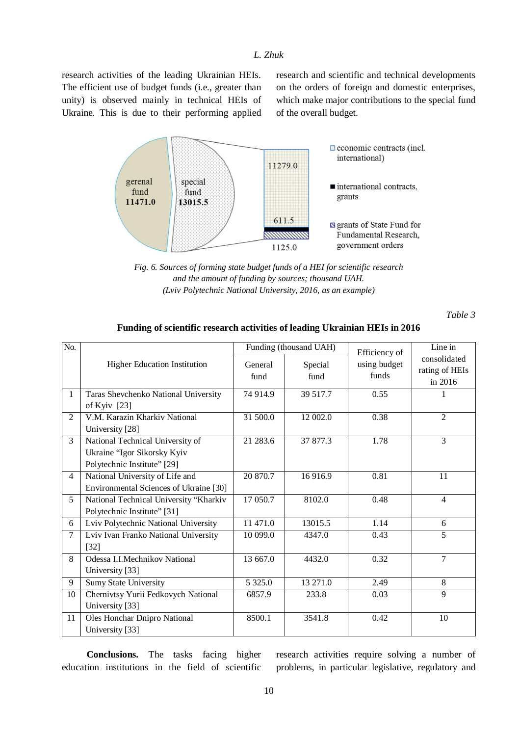research activities of the leading Ukrainian HEIs. The efficient use of budget funds (i.e., greater than unity) is observed mainly in technical HEIs of Ukraine. This is due to their performing applied research and scientific and technical developments on the orders of foreign and domestic enterprises, which make major contributions to the special fund of the overall budget.

*Fig. 6. Sources of forming state budget funds of a HEI for scientific research and the amount of funding by sources; thousand UAH. (Lviv Polytechnic National University, 2016, as an example)*

*Table 3*

**Funding of scientific research activities of leading Ukrainian HEIs in 2016**

| No. | Higher Education Institution | Funding (thousand UAH) | | Efficiency of using budget funds | Line in consolidated rating of HEIs in 2016 |
|---|---|---|---|---|---|
| | | General fund | Special fund | | |
| 1 | Taras Shevchenko National University of Kyiv [23] | 74 914.9 | 39 517.7 | 0.55 | 1 |
| 2 | V.M. Karazin Kharkiv National University [28] | 31 500.0 | 12 002.0 | 0.38 | 2 |
| 3 | National Technical University of Ukraine "Igor Sikorsky Kyiv Polytechnic Institute" [29] | 21 283.6 | 37 877.3 | 1.78 | 3 |
| 4 | National University of Life and Environmental Sciences of Ukraine [30] | 20 870.7 | 16 916.9 | 0.81 | 11 |
| 5 | National Technical University "Kharkiv Polytechnic Institute" [31] | 17 050.7 | 8102.0 | 0.48 | 4 |
| 6 | Lviv Polytechnic National University | 11 471.0 | 13015.5 | 1.14 | 6 |
| 7 | Lviv Ivan Franko National University [32] | 10 099.0 | 4347.0 | 0.43 | 5 |
| 8 | Odessa I.I.Mechnikov National University [33] | 13 667.0 | 4432.0 | 0.32 | 7 |
| 9 | Sumy State University | 5 325.0 | 13 271.0 | 2.49 | 8 |
| 10 | Chernivtsy Yurii Fedkovych National University [33] | 6857.9 | 233.8 | 0.03 | 9 |
| 11 | Oles Honchar Dnipro National University [33] | 8500.1 | 3541.8 | 0.42 | 10 |

**Conclusions.** The tasks facing higher education institutions in the field of scientific research activities require solving a number of problems, in particular legislative, regulatory and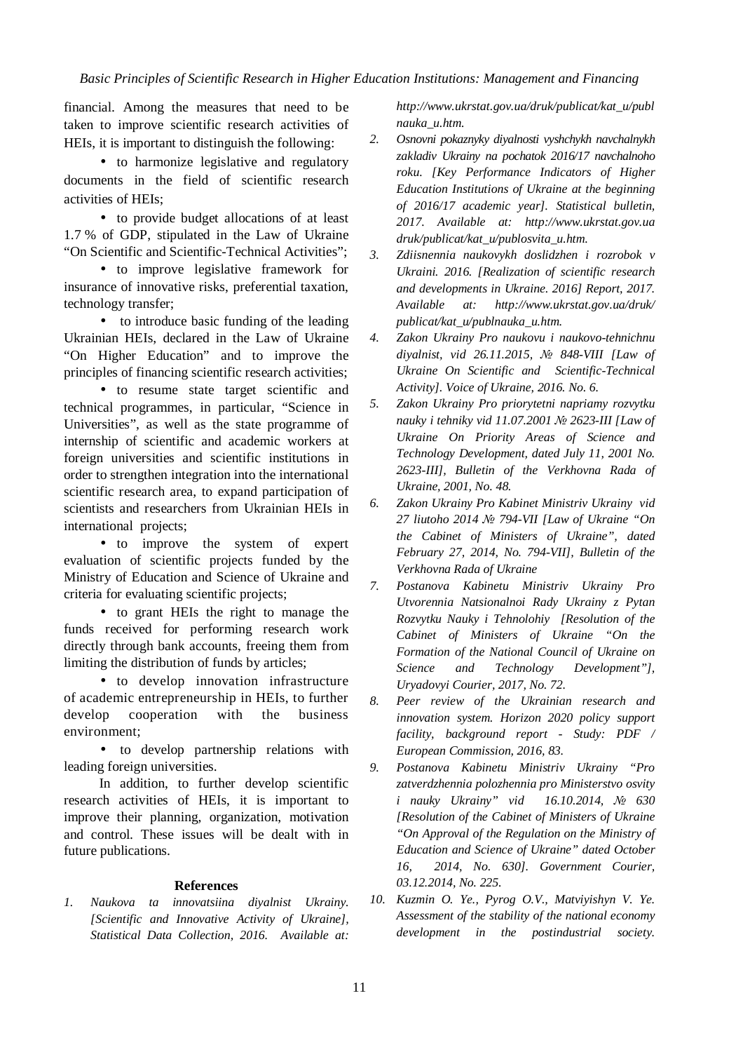financial. Among the measures that need to be taken to improve scientific research activities of HEIs, it is important to distinguish the following:

- to harmonize legislative and regulatory documents in the field of scientific research activities of HEIs;
- to provide budget allocations of at least 1.7 % of GDP, stipulated in the Law of Ukraine "On Scientific and Scientific-Technical Activities";
- to improve legislative framework for insurance of innovative risks, preferential taxation, technology transfer;
- to introduce basic funding of the leading Ukrainian HEIs, declared in the Law of Ukraine "On Higher Education" and to improve the principles of financing scientific research activities;
- to resume state target scientific and technical programmes, in particular, "Science in Universities", as well as the state programme of internship of scientific and academic workers at foreign universities and scientific institutions in order to strengthen integration into the international scientific research area, to expand participation of scientists and researchers from Ukrainian HEIs in international projects;
- to improve the system of expert evaluation of scientific projects funded by the Ministry of Education and Science of Ukraine and criteria for evaluating scientific projects;
- to grant HEIs the right to manage the funds received for performing research work directly through bank accounts, freeing them from limiting the distribution of funds by articles;
- to develop innovation infrastructure of academic entrepreneurship in HEIs, to further develop cooperation with the business environment;
- to develop partnership relations with leading foreign universities.

In addition, to further develop scientific research activities of HEIs, it is important to improve their planning, organization, motivation and control. These issues will be dealt with in future publications.

## References

1. *Naukova ta innovatsiina diyalnist Ukrainy. [Scientific and Innovative Activity of Ukraine], Statistical Data Collection, 2016. Available at: http://www.ukrstat.gov.ua/druk/publicat/kat_u/publnauka_u.htm.*
2. *Osnovni pokaznyky diyalnosti vyshchykh navchalnykh zakladiv Ukrainy na pochatok 2016/17 navchalnoho roku. [Key Performance Indicators of Higher Education Institutions of Ukraine at the beginning of 2016/17 academic year]. Statistical bulletin, 2017. Available at: http://www.ukrstat.gov.ua druk/publicat/kat_u/publosvita_u.htm.*
3. *Zdiisnennia naukovykh doslidzhen i rozrobok v Ukraini. 2016. [Realization of scientific research and developments in Ukraine. 2016] Report, 2017. Available at: http://www.ukrstat.gov.ua/druk/ publicat/kat_u/publnauka_u.htm.*
4. *Zakon Ukrainy Pro naukovu i naukovo-tehnichnu diyalnist, vid 26.11.2015, № 848-VIII [Law of Ukraine On Scientific and Scientific-Technical Activity]. Voice of Ukraine, 2016. No. 6.*
5. *Zakon Ukrainy Pro priorytetni napriamy rozvytku nauky i tehniky vid 11.07.2001 № 2623-III [Law of Ukraine On Priority Areas of Science and Technology Development, dated July 11, 2001 No. 2623-III], Bulletin of the Verkhovna Rada of Ukraine, 2001, No. 48.*
6. *Zakon Ukrainy Pro Kabinet Ministriv Ukrainy vid 27 liutoho 2014 № 794-VII [Law of Ukraine "On the Cabinet of Ministers of Ukraine", dated February 27, 2014, No. 794-VII], Bulletin of the Verkhovna Rada of Ukraine*
7. *Postanova Kabinetu Ministriv Ukrainy Pro Utvorennia Natsionalnoi Rady Ukrainy z Pytan Rozvytku Nauky i Tehnolohiy [Resolution of the Cabinet of Ministers of Ukraine "On the Formation of the National Council of Ukraine on Science and Technology Development"], Uryadovyi Courier, 2017, No. 72.*
8. *Peer review of the Ukrainian research and innovation system. Horizon 2020 policy support facility, background report - Study: PDF / European Commission, 2016, 83.*
9. *Postanova Kabinetu Ministriv Ukrainy "Pro zatverdzhennia polozhennia pro Ministerstvo osvity i nauky Ukrainy" vid 16.10.2014, № 630 [Resolution of the Cabinet of Ministers of Ukraine "On Approval of the Regulation on the Ministry of Education and Science of Ukraine" dated October 16, 2014, No. 630]. Government Courier, 03.12.2014, No. 225.*
10. *Kuzmin O. Ye., Pyrog O.V., Matviyishyn V. Ye. Assessment of the stability of the national economy development in the postindustrial society.*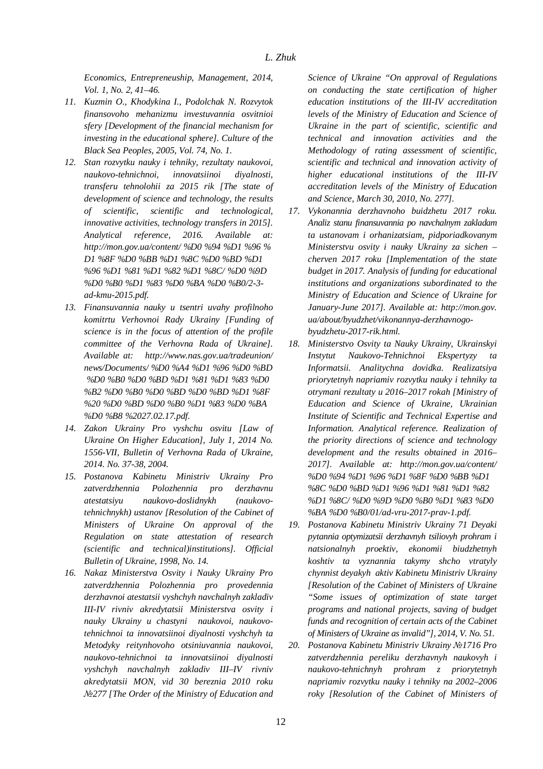*Economics, Entrepreneuship, Management, 2014, Vol. 1, No. 2, 41–46.*

11. *Kuzmin O., Khodykina I., Podolchak N. Rozvytok finansovoho mehanizmu investuvannia osvitnioi sfery [Development of the financial mechanism for investing in the educational sphere]. Culture of the Black Sea Peoples, 2005, Vol. 74, No. 1.*
12. *Stan rozvytku nauky i tehniky, rezultaty naukovoi, naukovo-tehnichnoi, innovatsiinoi diyalnosti, transferu tehnolohii za 2015 rik [The state of development of science and technology, the results of scientific, scientific and technological, innovative activities, technology transfers in 2015]. Analytical reference, 2016. Available at: http://mon.gov.ua/content/ %D0 %94 %D1 %96 % D1 %8F %D0 %BB %D1 %8C %D0 %BD %D1 %96 %D1 %81 %D1 %82 %D1 %8C/ %D0 %9D %D0 %B0 %D1 %83 %D0 %BA %D0 %B0/2-3-ad-kmu-2015.pdf.*
13. *Finansuvannia nauky u tsentri uvahy profilnoho komitrtu Verhovnoi Rady Ukrainy [Funding of science is in the focus of attention of the profile committee of the Verhovna Rada of Ukraine]. Available at: http://www.nas.gov.ua/tradeunion/ news/Documents/ %D0 %A4 %D1 %96 %D0 %BD %D0 %B0 %D0 %BD %D1 %81 %D1 %83 %D0 %B2 %D0 %B0 %D0 %BD %D0 %BD %D1 %8F %20 %D0 %BD %D0 %B0 %D1 %83 %D0 %BA %D0 %B8 %2027.02.17.pdf.*
14. *Zakon Ukrainy Pro vyshchu osvitu [Law of Ukraine On Higher Education], July 1, 2014 No. 1556-VII, Bulletin of Verhovna Rada of Ukraine, 2014. No. 37-38, 2004.*
15. *Postanova Kabinetu Ministriv Ukrainy Pro zatverdzhennia Polozhennia pro derzhavnu atestatsiyu naukovo-doslidnykh (naukovo-tehnichnykh) ustanov [Resolution of the Cabinet of Ministers of Ukraine On approval of the Regulation on state attestation of research (scientific and technical)institutions]. Official Bulletin of Ukraine, 1998, No. 14.*
16. *Nakaz Ministerstva Osvity i Nauky Ukrainy Pro zatverdzhennia Polozhennia pro provedennia derzhavnoi atestatsii vyshchyh navchalnyh zakladiv III-IV rivniv akredytatsii Ministerstva osvity i nauky Ukrainy u chastyni naukovoi, naukovo-tehnichnoi ta innovatsiinoi diyalnosti vyshchyh ta Metodyky reitynhovoho otsiniuvannia naukovoi, naukovo-tehnichnoi ta innovatsiinoi diyalnosti vyshchyh navchalnyh zakladiv III–IV rivniv akredytatsii MON, vid 30 bereznia 2010 roku №277 [The Order of the Ministry of Education and Science of Ukraine "On approval of Regulations on conducting the state certification of higher education institutions of the III-IV accreditation levels of the Ministry of Education and Science of Ukraine in the part of scientific, scientific and technical and innovation activities and the Methodology of rating assessment of scientific, scientific and technical and innovation activity of higher educational institutions of the III-IV accreditation levels of the Ministry of Education and Science, March 30, 2010, No. 277].*
17. *Vykonannia derzhavnoho buidzhetu 2017 roku. Analiz stanu finansuvannia po navchalnym zakladam ta ustanovam i orhanizatsiam, pidporiadkovanym Ministerstvu osvity i nauky Ukrainy za sichen – cherven 2017 roku [Implementation of the state budget in 2017. Analysis of funding for educational institutions and organizations subordinated to the Ministry of Education and Science of Ukraine for January-June 2017]. Available at: http://mon.gov. ua/about/byudzhet/vikonannya-derzhavnogo-byudzhetu-2017-rik.html.*
18. *Ministerstvo Osvity ta Nauky Ukrainy, Ukrainskyi Instytut Naukovo-Tehnichnoi Ekspertyzy ta Informatsii. Analitychna dovidka. Realizatsiya priorytetnyh napriamiv rozvytku nauky i tehniky ta otrymani rezultaty u 2016–2017 rokah [Ministry of Education and Science of Ukraine, Ukrainian Institute of Scientific and Technical Expertise and Information. Analytical reference. Realization of the priority directions of science and technology development and the results obtained in 2016–2017]. Available at: http://mon.gov.ua/content/ %D0 %94 %D1 %96 %D1 %8F %D0 %BB %D1 %8C %D0 %BD %D1 %96 %D1 %81 %D1 %82 %D1 %8C/ %D0 %9D %D0 %B0 %D1 %83 %D0 %BA %D0 %B0/01/ad-vru-2017-prav-1.pdf.*
19. *Postanova Kabinetu Ministriv Ukrainy 71 Deyaki pytannia optymizatsii derzhavnyh tsiliovyh prohram i natsionalnyh proektiv, ekonomii biudzhetnyh koshtiv ta vyznannia takymy shcho vtratyly chynnist deyakyh aktiv Kabinetu Ministriv Ukrainy [Resolution of the Cabinet of Ministers of Ukraine "Some issues of optimization of state target programs and national projects, saving of budget funds and recognition of certain acts of the Cabinet of Ministers of Ukraine as invalid"], 2014, V. No. 51.*
20. *Postanova Kabinetu Ministriv Ukrainy №1716 Pro zatverdzhennia pereliku derzhavnyh naukovyh i naukovo-tehnichnyh prohram z priorytetnyh napriamiv rozvytku nauky i tehniky na 2002–2006 roky [Resolution of the Cabinet of Ministers of*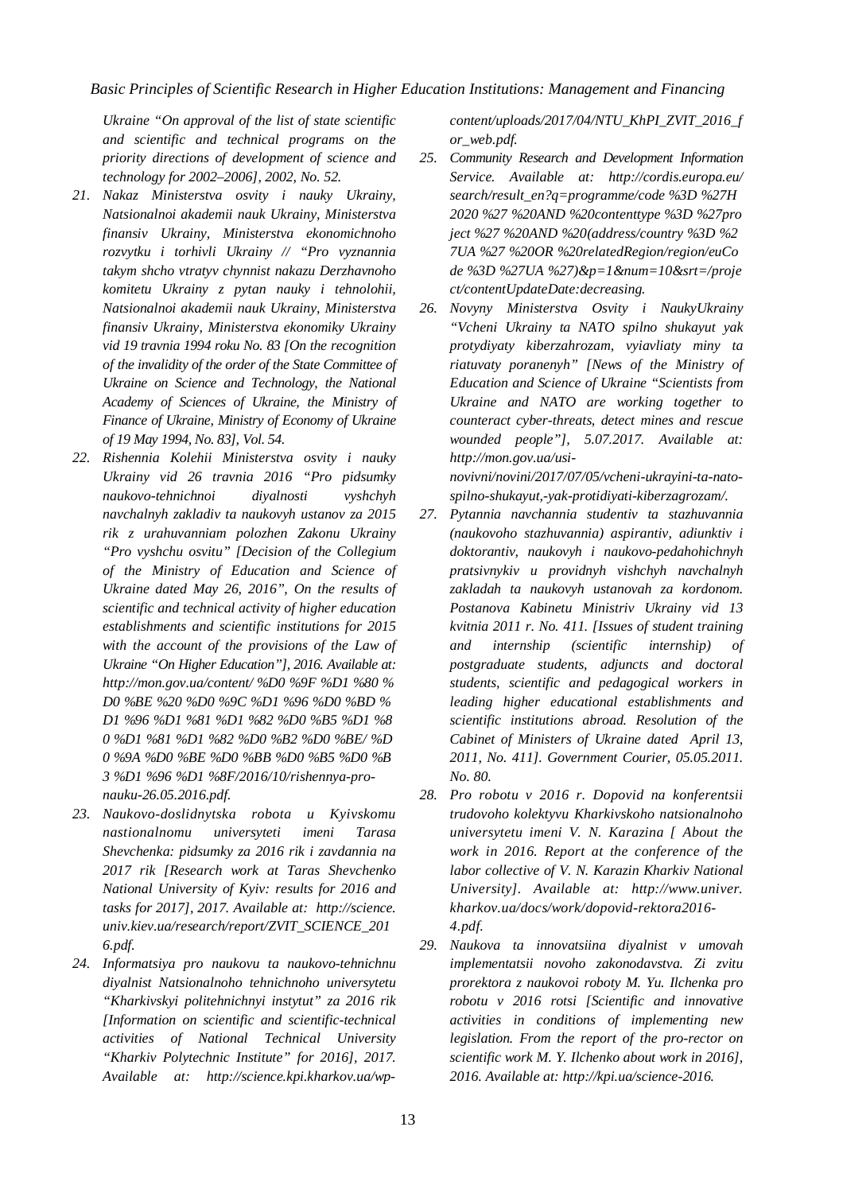*Ukraine "On approval of the list of state scientific and scientific and technical programs on the priority directions of development of science and technology for 2002–2006], 2002, No. 52.*

21. *Nakaz Ministerstva osvity i nauky Ukrainy, Natsionalnoi akademii nauk Ukrainy, Ministerstva finansiv Ukrainy, Ministerstva ekonomichnoho rozvytku i torhivli Ukrainy // "Pro vyznannia takym shcho vtratyv chynnist nakazu Derzhavnoho komitetu Ukrainy z pytan nauky i tehnolohii, Natsionalnoi akademii nauk Ukrainy, Ministerstva finansiv Ukrainy, Ministerstva ekonomiky Ukrainy vid 19 travnia 1994 roku No. 83 [On the recognition of the invalidity of the order of the State Committee of Ukraine on Science and Technology, the National Academy of Sciences of Ukraine, the Ministry of Finance of Ukraine, Ministry of Economy of Ukraine of 19 May 1994, No. 83], Vol. 54.*
22. *Rishennia Kolehii Ministerstva osvity i nauky Ukrainy vid 26 travnia 2016 "Pro pidsumky naukovo-tehnichnoi diyalnosti vyshchyh navchalnyh zakladiv ta naukovyh ustanov za 2015 rik z urahuvanniam polozhen Zakonu Ukrainy "Pro vyshchu osvitu" [Decision of the Collegium of the Ministry of Education and Science of Ukraine dated May 26, 2016", On the results of scientific and technical activity of higher education establishments and scientific institutions for 2015 with the account of the provisions of the Law of Ukraine "On Higher Education"], 2016. Available at: http://mon.gov.ua/content/ %D0 %9F %D1 %80 % D0 %BE %20 %D0 %9C %D1 %96 %D0 %BD % D1 %96 %D1 %81 %D1 %82 %D0 %B5 %D1 %8 0 %D1 %81 %D1 %82 %D0 %B2 %D0 %BE/ %D 0 %9A %D0 %BE %D0 %BB %D0 %B5 %D0 %B 3 %D1 %96 %D1 %8F/2016/10/rishennya-pro-nauku-26.05.2016.pdf.*
23. *Naukovo-doslidnytska robota u Kyivskomu nastionalnomu universyteti imeni Tarasa Shevchenka: pidsumky za 2016 rik i zavdannia na 2017 rik [Research work at Taras Shevchenko National University of Kyiv: results for 2016 and tasks for 2017], 2017. Available at: http://science. univ.kiev.ua/research/report/ZVIT_SCIENCE_2016.pdf.*
24. *Informatsiya pro naukovu ta naukovo-tehnichnu diyalnist Natsionalnoho tehnichnoho universytetu "Kharkivskyi politehnichnyi instytut" za 2016 rik [Information on scientific and scientific-technical activities of National Technical University "Kharkiv Polytechnic Institute" for 2016], 2017. Available at: http://science.kpi.kharkov.ua/wp-content/uploads/2017/04/NTU_KhPI_ZVIT_2016_for_web.pdf.*
25. *Community Research and Development Information Service. Available at: http://cordis.europa.eu/ search/result_en?q=programme/code %3D %27H 2020 %27 %20AND %20contenttype %3D %27project %27 %20AND %20(address/country %3D %2 7UA %27 %20OR %20relatedRegion/region/euCode %3D %27UA %27)&p=1&num=10&srt=/project/contentUpdateDate:decreasing.*
26. *Novyny Ministerstva Osvity i NaukyUkrainy "Vcheni Ukrainy ta NATO spilno shukayut yak protydiyaty kiberzahrozam, vyiavliaty miny ta riatuvaty poranenyh" [News of the Ministry of Education and Science of Ukraine "Scientists from Ukraine and NATO are working together to counteract cyber-threats, detect mines and rescue wounded people"], 5.07.2017. Available at: http://mon.gov.ua/usi-novivni/novini/2017/07/05/vcheni-ukrayini-ta-nato-spilno-shukayut,-yak-protidiyati-kiberzagrozam/.*
27. *Pytannia navchannia studentiv ta stazhuvannia (naukovoho stazhuvannia) aspirantiv, adiunktiv i doktorantiv, naukovyh i naukovo-pedahohichnyh pratsivnykiv u providnyh vishchyh navchalnyh zakladah ta naukovyh ustanovah za kordonom. Postanova Kabinetu Ministriv Ukrainy vid 13 kvitnia 2011 r. No. 411. [Issues of student training and internship (scientific internship) of postgraduate students, adjuncts and doctoral students, scientific and pedagogical workers in leading higher educational establishments and scientific institutions abroad. Resolution of the Cabinet of Ministers of Ukraine dated April 13, 2011, No. 411]. Government Courier, 05.05.2011. No. 80.*
28. *Pro robotu v 2016 r. Dopovid na konferentsii trudovoho kolektyvu Kharkivskoho natsionalnoho universytetu imeni V. N. Karazina [ About the work in 2016. Report at the conference of the labor collective of V. N. Karazin Kharkiv National University]. Available at: http://www.univer. kharkov.ua/docs/work/dopovid-rektora2016-4.pdf.*
29. *Naukova ta innovatsiina diyalnist v umovah implementatsii novoho zakonodavstva. Zi zvitu prorektora z naukovoi roboty M. Yu. Ilchenka pro robotu v 2016 rotsi [Scientific and innovative activities in conditions of implementing new legislation. From the report of the pro-rector on scientific work M. Y. Ilchenko about work in 2016], 2016. Available at: http://kpi.ua/science-2016.*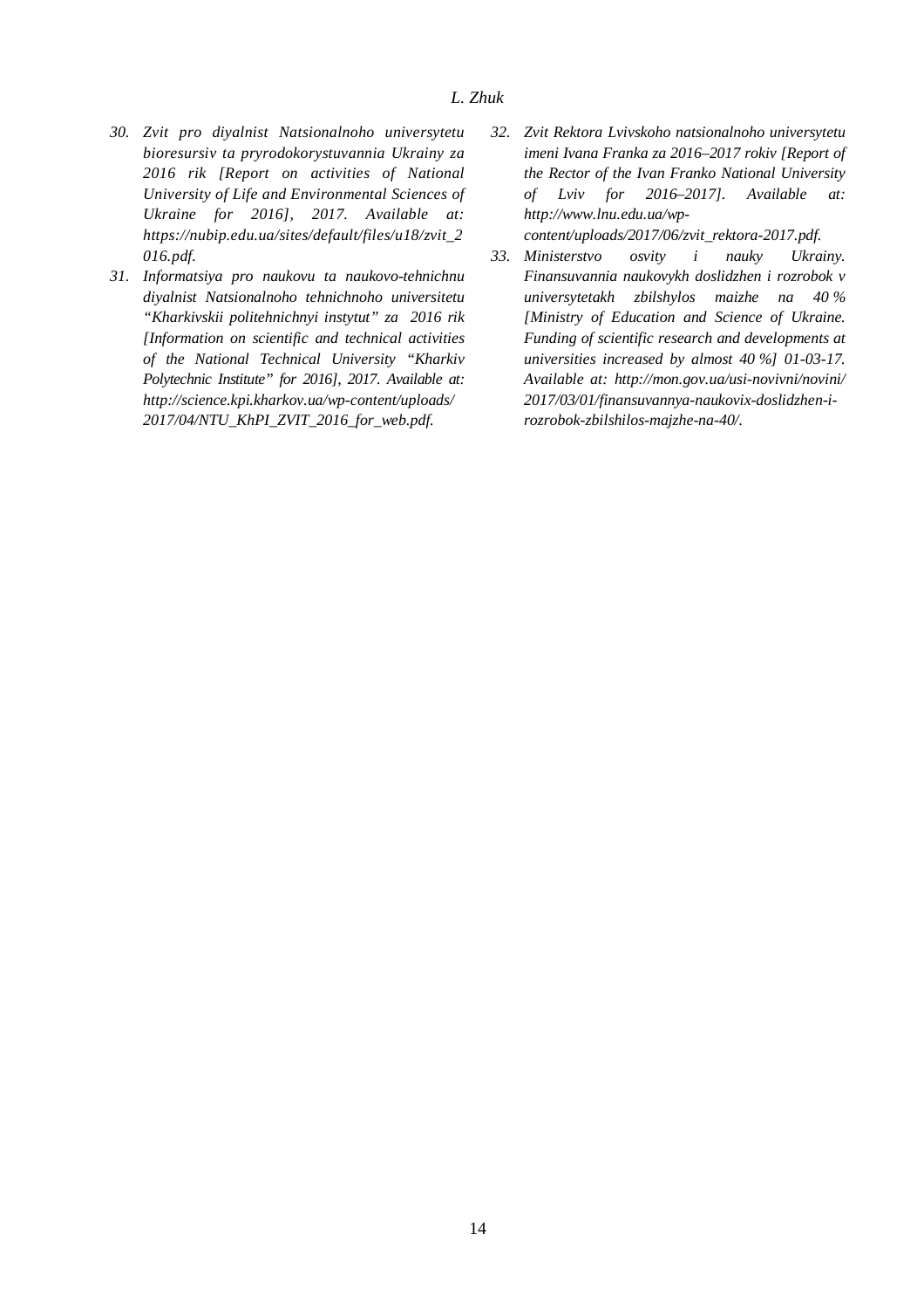30. *Zvit pro diyalnist Natsionalnoho universytetu bioresursiv ta pryrodokorystuvannia Ukrainy za 2016 rik [Report on activities of National University of Life and Environmental Sciences of Ukraine for 2016], 2017. Available at: https://nubip.edu.ua/sites/default/files/u18/zvit_2016.pdf.*

31. *Informatsiya pro naukovu ta naukovo-tehnichnu diyalnist Natsionalnoho tehnichnoho universitetu "Kharkivskii politehnichnyi instytut" za 2016 rik [Information on scientific and technical activities of the National Technical University "Kharkiv Polytechnic Institute" for 2016], 2017. Available at: http://science.kpi.kharkov.ua/wp-content/uploads/2017/04/NTU_KhPI_ZVIT_2016_for_web.pdf.*

32. *Zvit Rektora Lvivskoho natsionalnoho universytetu imeni Ivana Franka za 2016–2017 rokiv [Report of the Rector of the Ivan Franko National University of Lviv for 2016–2017]. Available at: http://www.lnu.edu.ua/wp-content/uploads/2017/06/zvit_rektora-2017.pdf.*

33. *Ministerstvo osvity i nauky Ukrainy. Finansuvannia naukovykh doslidzhen i rozrobok v universytetakh zbilshylos maizhe na 40 % [Ministry of Education and Science of Ukraine. Funding of scientific research and developments at universities increased by almost 40 %] 01-03-17. Available at: http://mon.gov.ua/usi-novivni/novini/2017/03/01/finansuvannya-naukovix-doslidzhen-i-rozrobok-zbilshilos-majzhe-na-40/.*